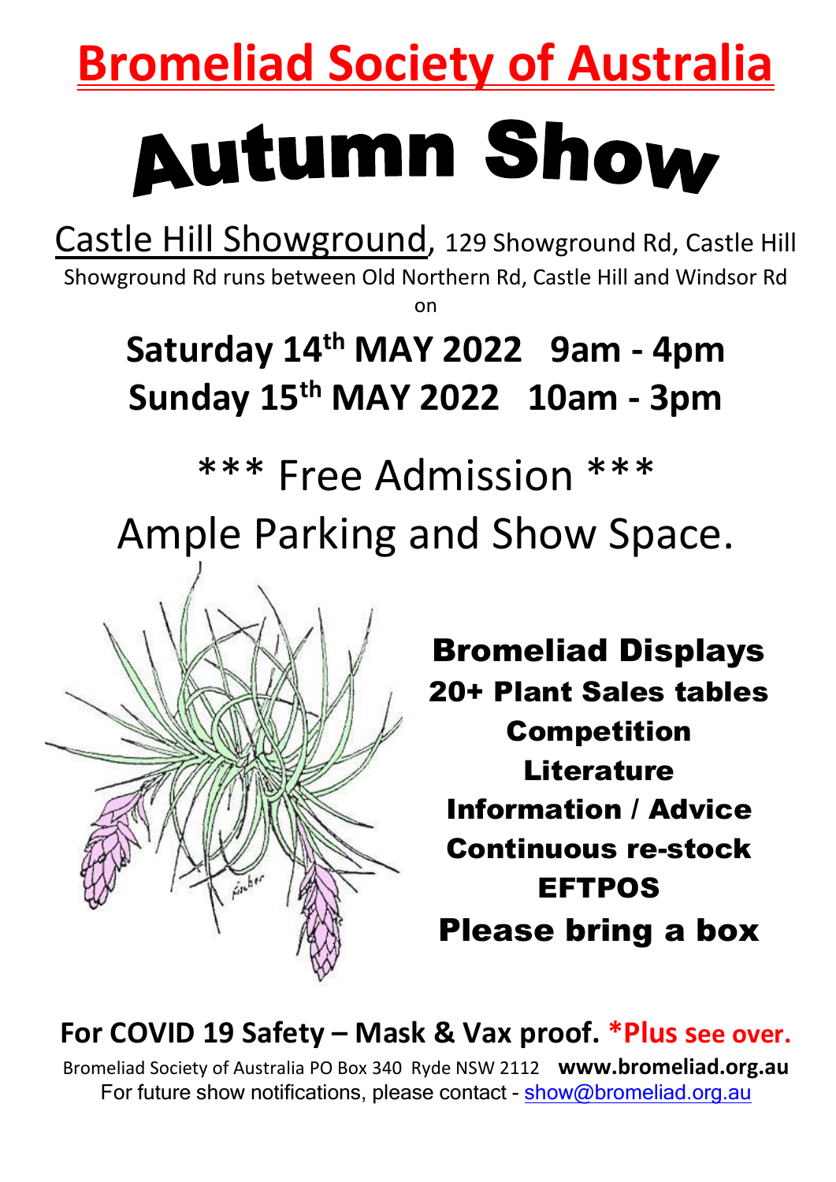# Bromeliad Society of Australia

# Autumn Show

Castle Hill Showground, 129 Showground Rd, Castle Hill

Showground Rd runs between Old Northern Rd, Castle Hill and Windsor Rd

on

## Saturday 14th MAY 2022 9am - 4pm
## Sunday 15th MAY 2022 10am - 3pm

*** Free Admission ***

Ample Parking and Show Space.

**Bromeliad Displays**

**20+ Plant Sales tables**

**Competition**

**Literature**

**Information / Advice**

**Continuous re-stock**

**EFTPOS**

**Please bring a box**

**For COVID 19 Safety – Mask & Vax proof. *Plus see over.**

Bromeliad Society of Australia PO Box 340 Ryde NSW 2112 **www.bromeliad.org.au**

For future show notifications, please contact - show@bromeliad.org.au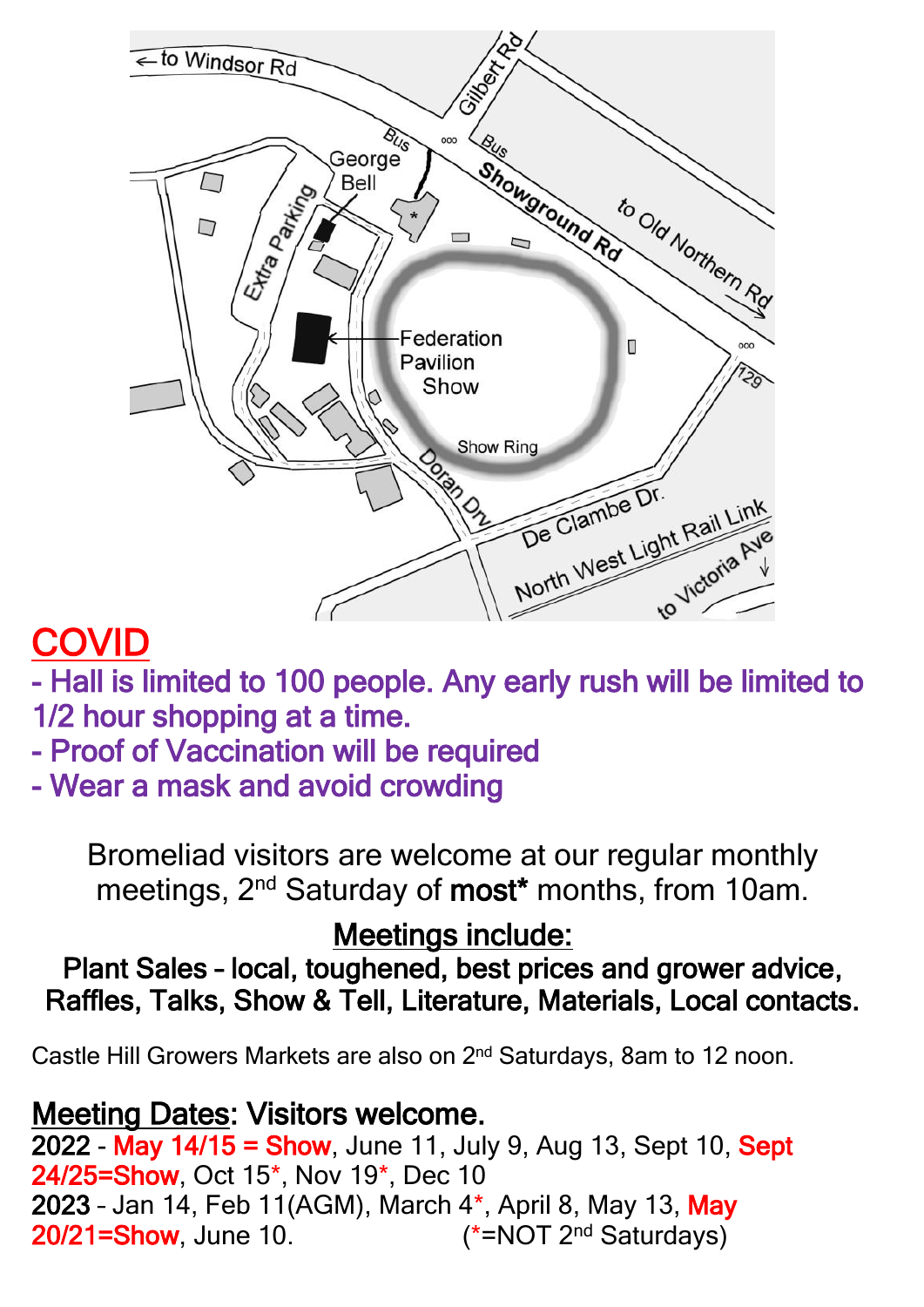← to Windsor Rd

Gilbert Rd

Bus

Bus

George Bell

Showground Rd

to Old Northern Rd

Extra Parking

Federation Pavilion Show

Show Ring

129

Doran Drv

De Clambe Dr.

North West Light Rail Link

to Victoria Ave

# COVID

- Hall is limited to 100 people. Any early rush will be limited to 1/2 hour shopping at a time.
- Proof of Vaccination will be required
- Wear a mask and avoid crowding

Bromeliad visitors are welcome at our regular monthly meetings, 2nd Saturday of **most*** months, from 10am.

**Meetings include:**

**Plant Sales – local, toughened, best prices and grower advice, Raffles, Talks, Show & Tell, Literature, Materials, Local contacts.**

Castle Hill Growers Markets are also on 2nd Saturdays, 8am to 12 noon.

## Meeting Dates: Visitors welcome.

2022 - May 14/15 = Show, June 11, July 9, Aug 13, Sept 10, Sept 24/25=Show, Oct 15*, Nov 19*, Dec 10
2023 – Jan 14, Feb 11(AGM), March 4*, April 8, May 13, May 20/21=Show, June 10. (*=NOT 2nd Saturdays)